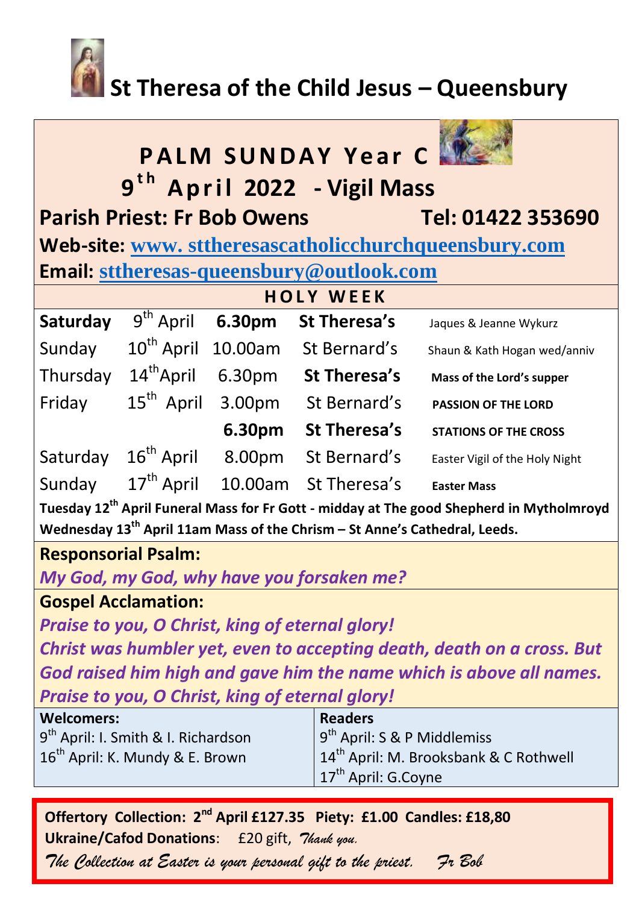# St Theresa of the Child Jesus – Queensbury

## PALM SUNDAY Year C

## 9th April 2022 - Vigil Mass

**Parish Priest: Fr Bob Owens** **Tel: 01422 353690**

**Web-site:** www. sttheresascatholicchurchqueensbury.com

**Email:** sttheresas-queensbury@outlook.com

### HOLY WEEK

| | | | | |
|---|---|---|---|---|
| **Saturday** | 9th April | **6.30pm** | **St Theresa's** | Jaques & Jeanne Wykurz |
| Sunday | 10th April | 10.00am | St Bernard's | Shaun & Kath Hogan wed/anniv |
| Thursday | 14th April | 6.30pm | **St Theresa's** | **Mass of the Lord's supper** |
| Friday | 15th April | 3.00pm | St Bernard's | **PASSION OF THE LORD** |
| | | **6.30pm** | **St Theresa's** | **STATIONS OF THE CROSS** |
| Saturday | 16th April | 8.00pm | St Bernard's | Easter Vigil of the Holy Night |
| Sunday | 17th April | 10.00am | St Theresa's | **Easter Mass** |

**Tuesday 12th April Funeral Mass for Fr Gott - midday at The good Shepherd in Mytholmroyd**

**Wednesday 13th April 11am Mass of the Chrism – St Anne's Cathedral, Leeds.**

**Responsorial Psalm:**

***My God, my God, why have you forsaken me?***

**Gospel Acclamation:**

***Praise to you, O Christ, king of eternal glory!***
***Christ was humbler yet, even to accepting death, death on a cross. But God raised him high and gave him the name which is above all names.***
***Praise to you, O Christ, king of eternal glory!***

| **Welcomers:** | **Readers** |
|---|---|
| 9th April: I. Smith & I. Richardson | 9th April: S & P Middlemiss |
| 16th April: K. Mundy & E. Brown | 14th April: M. Brooksbank & C Rothwell |
| | 17th April: G.Coyne |

**Offertory Collection: 2nd April £127.35 Piety: £1.00 Candles: £18,80**

**Ukraine/Cafod Donations**: £20 gift, *Thank you.*

*The Collection at Easter is your personal gift to the priest. Fr Bob*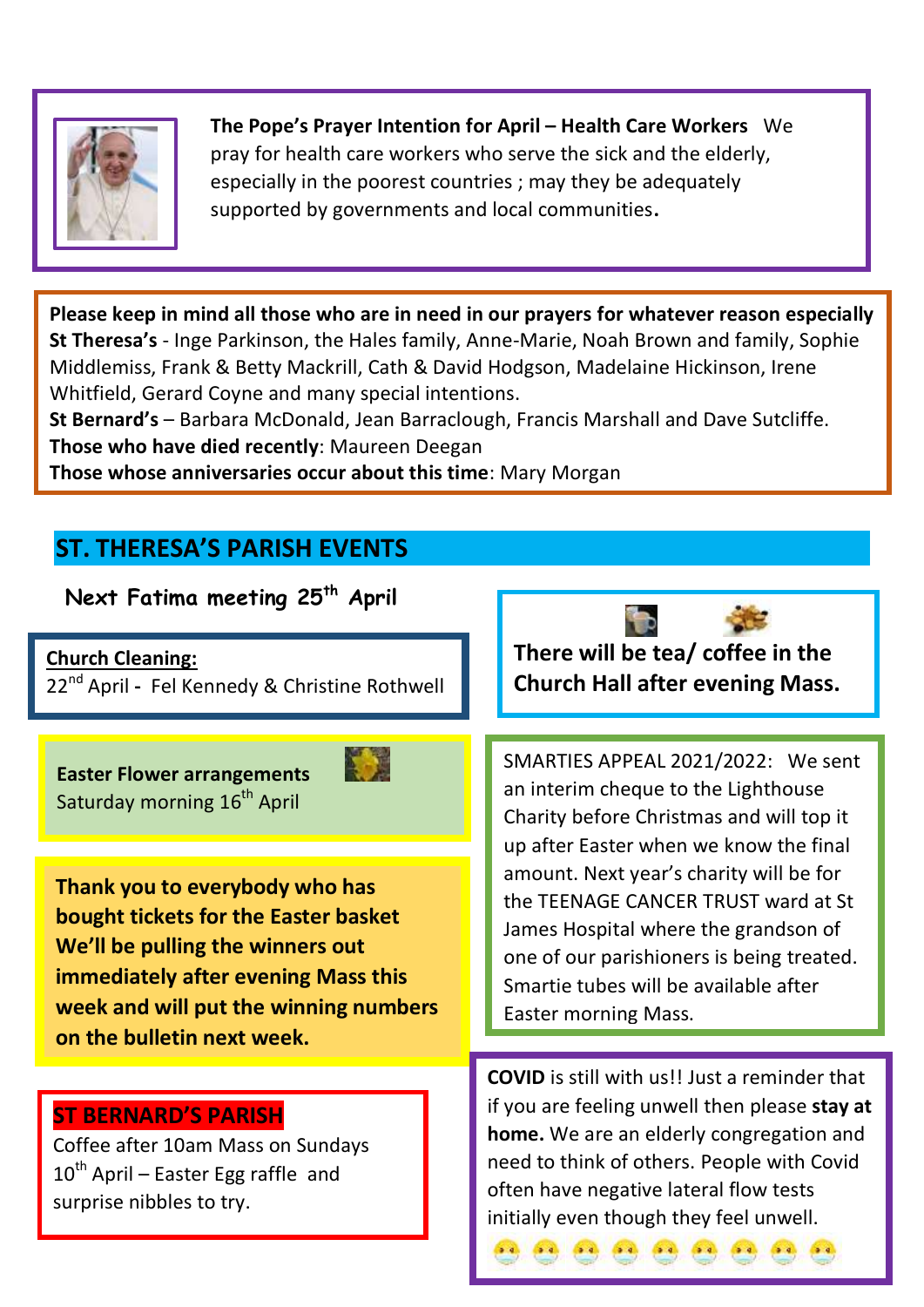**The Pope's Prayer Intention for April – Health Care Workers** We pray for health care workers who serve the sick and the elderly, especially in the poorest countries ; may they be adequately supported by governments and local communities**.**

**Please keep in mind all those who are in need in our prayers for whatever reason especially**
**St Theresa's** - Inge Parkinson, the Hales family, Anne-Marie, Noah Brown and family, Sophie Middlemiss, Frank & Betty Mackrill, Cath & David Hodgson, Madelaine Hickinson, Irene Whitfield, Gerard Coyne and many special intentions.
**St Bernard's** – Barbara McDonald, Jean Barraclough, Francis Marshall and Dave Sutcliffe.
**Those who have died recently**: Maureen Deegan
**Those whose anniversaries occur about this time**: Mary Morgan

## ST. THERESA'S PARISH EVENTS

**Next Fatima meeting 25th April**

**Church Cleaning:**
22nd April **-** Fel Kennedy & Christine Rothwell

**Easter Flower arrangements**
Saturday morning 16th April

**Thank you to everybody who has bought tickets for the Easter basket We'll be pulling the winners out immediately after evening Mass this week and will put the winning numbers on the bulletin next week.**

**There will be tea/ coffee in the Church Hall after evening Mass.**

SMARTIES APPEAL 2021/2022: We sent an interim cheque to the Lighthouse Charity before Christmas and will top it up after Easter when we know the final amount. Next year's charity will be for the TEENAGE CANCER TRUST ward at St James Hospital where the grandson of one of our parishioners is being treated. Smartie tubes will be available after Easter morning Mass.

## ST BERNARD'S PARISH

Coffee after 10am Mass on Sundays
10th April – Easter Egg raffle and surprise nibbles to try.

**COVID** is still with us!! Just a reminder that if you are feeling unwell then please **stay at home.** We are an elderly congregation and need to think of others. People with Covid often have negative lateral flow tests initially even though they feel unwell.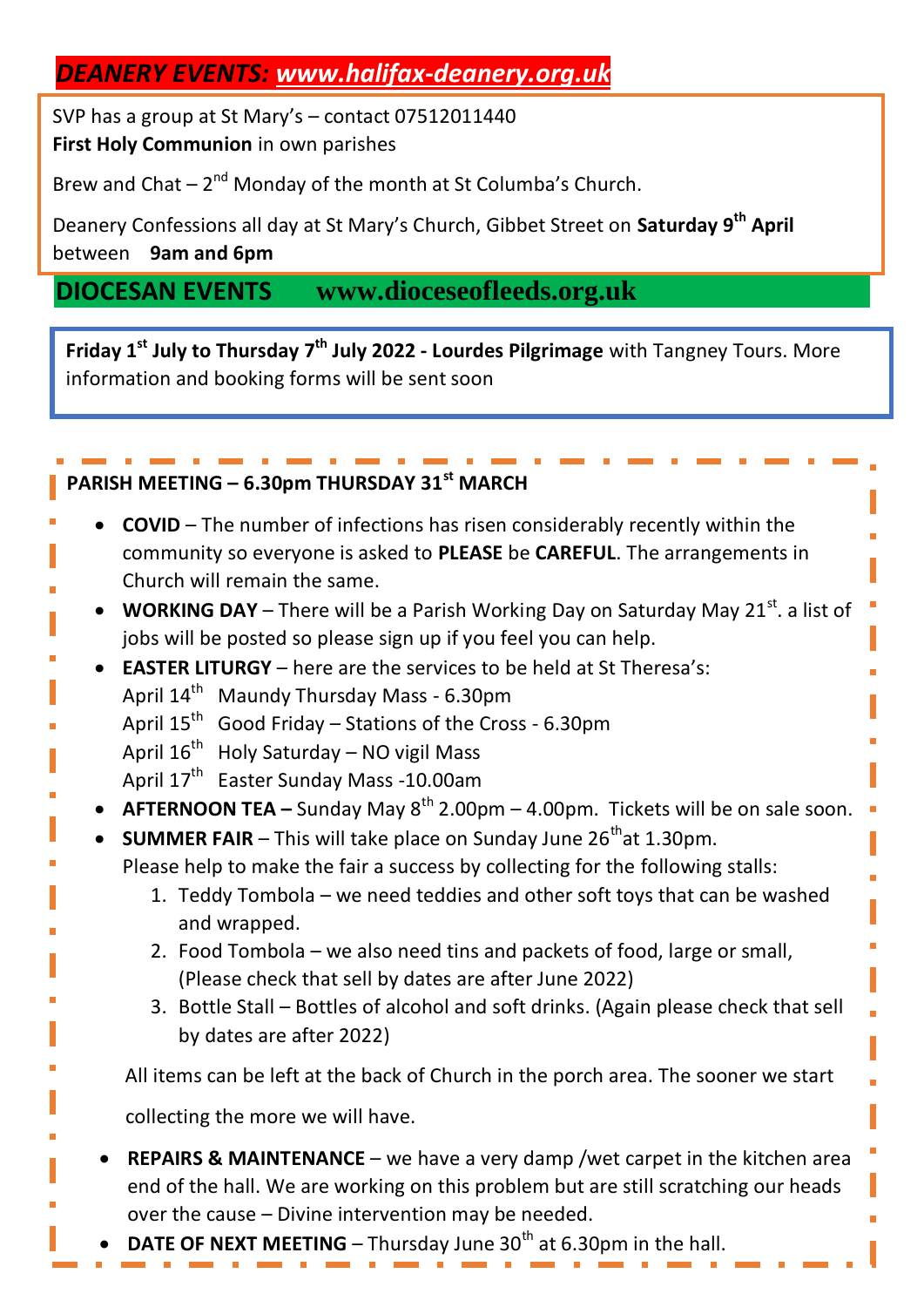## *DEANERY EVENTS: www.halifax-deanery.org.uk*

SVP has a group at St Mary's – contact 07512011440
**First Holy Communion** in own parishes

Brew and Chat – 2nd Monday of the month at St Columba's Church.

Deanery Confessions all day at St Mary's Church, Gibbet Street on **Saturday 9th April** between **9am and 6pm**

## DIOCESAN EVENTS www.dioceseofleeds.org.uk

**Friday 1st July to Thursday 7th July 2022 - Lourdes Pilgrimage** with Tangney Tours. More information and booking forms will be sent soon

### PARISH MEETING – 6.30pm THURSDAY 31st MARCH

- **COVID** – The number of infections has risen considerably recently within the community so everyone is asked to **PLEASE** be **CAREFUL**. The arrangements in Church will remain the same.
- **WORKING DAY** – There will be a Parish Working Day on Saturday May 21st. a list of jobs will be posted so please sign up if you feel you can help.
- **EASTER LITURGY** – here are the services to be held at St Theresa's:
  April 14th Maundy Thursday Mass - 6.30pm
  April 15th Good Friday – Stations of the Cross - 6.30pm
  April 16th Holy Saturday – NO vigil Mass
  April 17th Easter Sunday Mass -10.00am
- **AFTERNOON TEA –** Sunday May 8th 2.00pm – 4.00pm. Tickets will be on sale soon.
- **SUMMER FAIR** – This will take place on Sunday June 26th at 1.30pm.
  Please help to make the fair a success by collecting for the following stalls:
  1. Teddy Tombola – we need teddies and other soft toys that can be washed and wrapped.
  2. Food Tombola – we also need tins and packets of food, large or small, (Please check that sell by dates are after June 2022)
  3. Bottle Stall – Bottles of alcohol and soft drinks. (Again please check that sell by dates are after 2022)

  All items can be left at the back of Church in the porch area. The sooner we start collecting the more we will have.
- **REPAIRS & MAINTENANCE** – we have a very damp /wet carpet in the kitchen area end of the hall. We are working on this problem but are still scratching our heads over the cause – Divine intervention may be needed.
- **DATE OF NEXT MEETING** – Thursday June 30th at 6.30pm in the hall.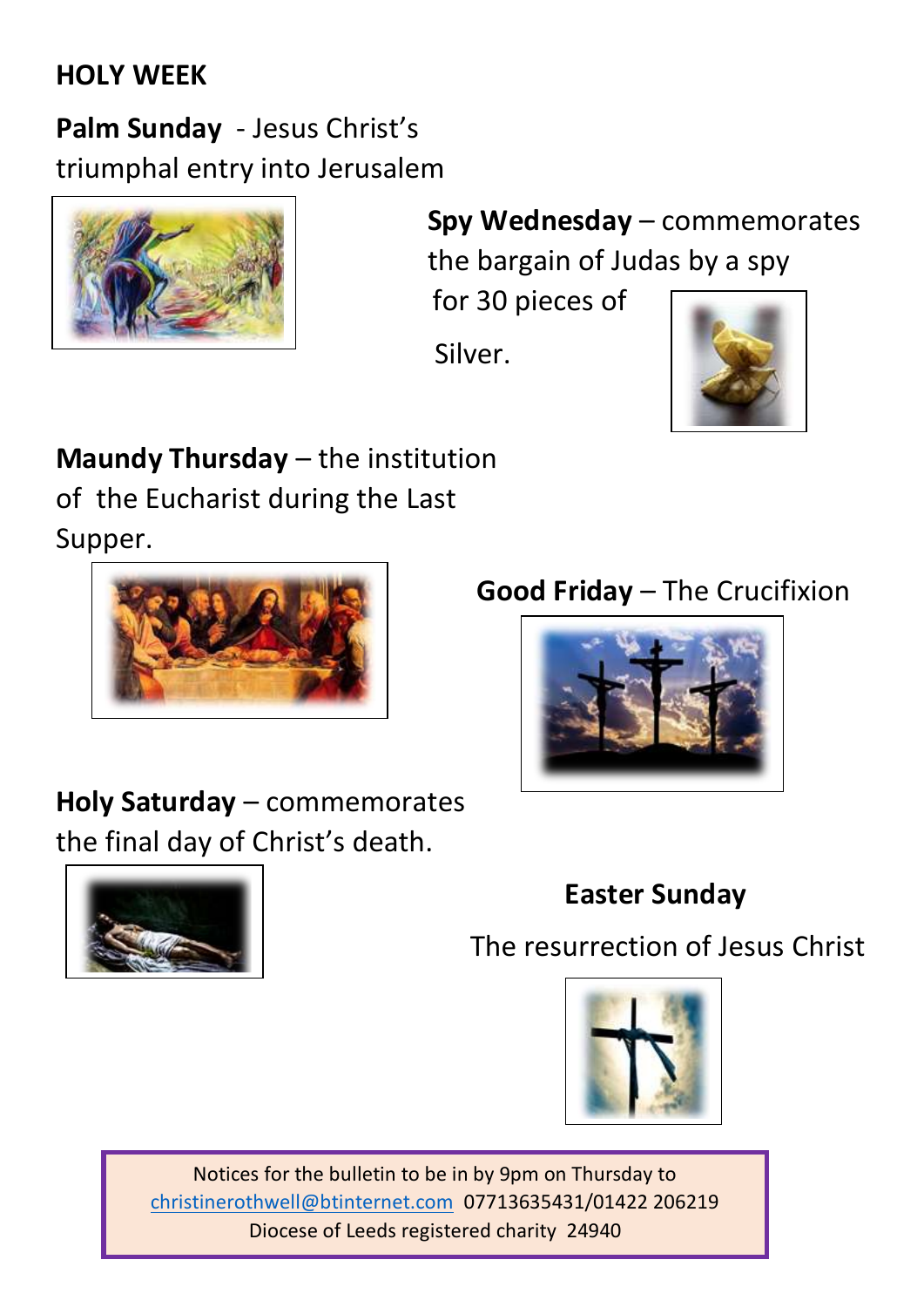## HOLY WEEK

**Palm Sunday** - Jesus Christ's triumphal entry into Jerusalem

**Spy Wednesday** – commemorates the bargain of Judas by a spy for 30 pieces of Silver.

**Maundy Thursday** – the institution of the Eucharist during the Last Supper.

**Good Friday** – The Crucifixion

**Holy Saturday** – commemorates the final day of Christ's death.

**Easter Sunday**

The resurrection of Jesus Christ

Notices for the bulletin to be in by 9pm on Thursday to christinerothwell@btinternet.com 07713635431/01422 206219
Diocese of Leeds registered charity 24940